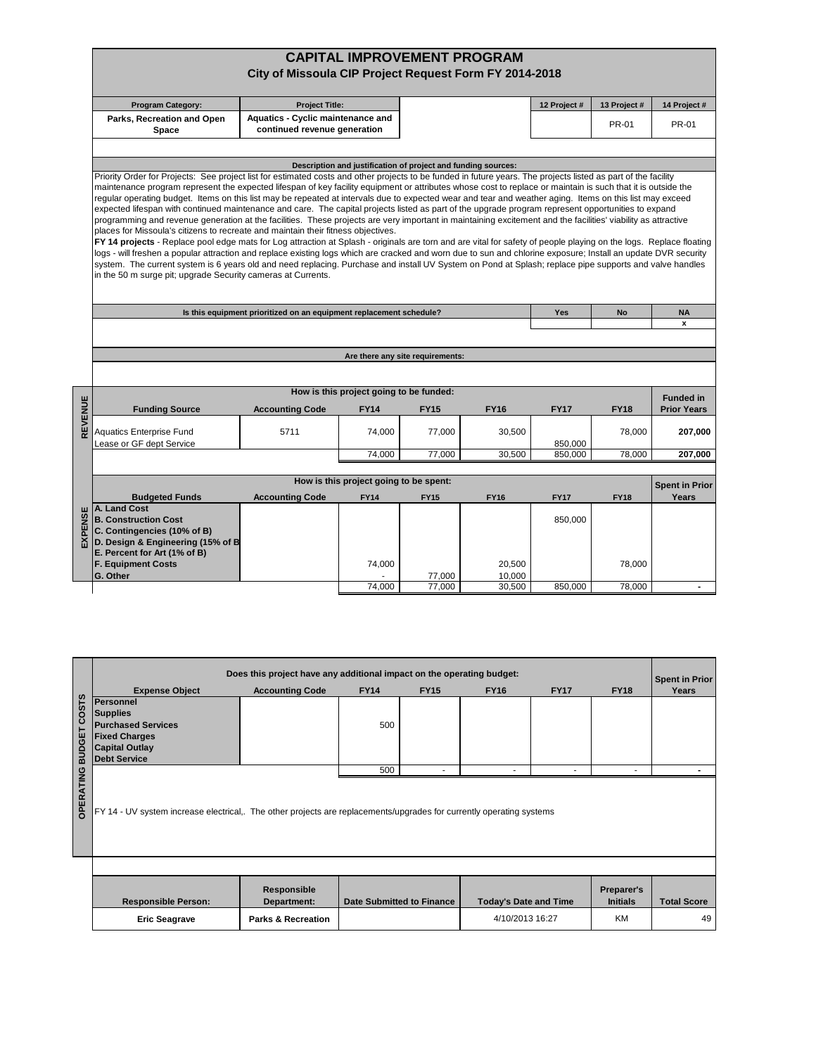# CAPITAL IMPROVEMENT PROGRAM

## City of Missoula CIP Project Request Form FY 2014-2018

| Program Category: | Project Title: | | 12 Project # | 13 Project # | 14 Project # |
|---|---|---|---|---|---|
| Parks, Recreation and Open Space | Aquatics - Cyclic maintenance and continued revenue generation | | | PR-01 | PR-01 |

**Description and justification of project and funding sources:**

Priority Order for Projects: See project list for estimated costs and other projects to be funded in future years. The projects listed as part of the facility maintenance program represent the expected lifespan of key facility equipment or attributes whose cost to replace or maintain is such that it is outside the regular operating budget. Items on this list may be repeated at intervals due to expected wear and tear and weather aging. Items on this list may exceed expected lifespan with continued maintenance and care. The capital projects listed as part of the upgrade program represent opportunities to expand programming and revenue generation at the facilities. These projects are very important in maintaining excitement and the facilities' viability as attractive places for Missoula's citizens to recreate and maintain their fitness objectives.

**FY 14 projects** - Replace pool edge mats for Log attraction at Splash - originals are torn and are vital for safety of people playing on the logs. Replace floating logs - will freshen a popular attraction and replace existing logs which are cracked and worn due to sun and chlorine exposure; Install an update DVR security system. The current system is 6 years old and need replacing. Purchase and install UV System on Pond at Splash; replace pipe supports and valve handles in the 50 m surge pit; upgrade Security cameras at Currents.

| Is this equipment prioritized on an equipment replacement schedule? | Yes | No | NA |
|---|---|---|---|
| | | | x |

**Are there any site requirements:**

### REVENUE

How is this project going to be funded:

| Funding Source | Accounting Code | FY14 | FY15 | FY16 | FY17 | FY18 | Funded in Prior Years |
|---|---|---|---|---|---|---|---|
| Aquatics Enterprise Fund | 5711 | 74,000 | 77,000 | 30,500 | | 78,000 | 207,000 |
| Lease or GF dept Service | | | | | 850,000 | | |
| | | 74,000 | 77,000 | 30,500 | 850,000 | 78,000 | 207,000 |

### EXPENSE

How is this project going to be spent:

| Budgeted Funds | Accounting Code | FY14 | FY15 | FY16 | FY17 | FY18 | Spent in Prior Years |
|---|---|---|---|---|---|---|---|
| A. Land Cost | | | | | | | |
| B. Construction Cost | | | | | 850,000 | | |
| C. Contingencies (10% of B) | | | | | | | |
| D. Design & Engineering (15% of B | | | | | | | |
| E. Percent for Art (1% of B) | | | | | | | |
| F. Equipment Costs | | 74,000 | | 20,500 | | 78,000 | |
| G. Other | | - | 77,000 | 10,000 | | | |
| | | 74,000 | 77,000 | 30,500 | 850,000 | 78,000 | - |

### OPERATING BUDGET COSTS

Does this project have any additional impact on the operating budget:

| Expense Object | Accounting Code | FY14 | FY15 | FY16 | FY17 | FY18 | Spent in Prior Years |
|---|---|---|---|---|---|---|---|
| Personnel | | | | | | | |
| Supplies | | | | | | | |
| Purchased Services | | 500 | | | | | |
| Fixed Charges | | | | | | | |
| Capital Outlay | | | | | | | |
| Debt Service | | | | | | | |
| | | 500 | - | - | - | - | - |

FY 14 - UV system increase electrical,. The other projects are replacements/upgrades for currently operating systems

| Responsible Person: | Responsible Department: | Date Submitted to Finance | Today's Date and Time | Preparer's Initials | Total Score |
|---|---|---|---|---|---|
| Eric Seagrave | Parks & Recreation | | 4/10/2013 16:27 | KM | 49 |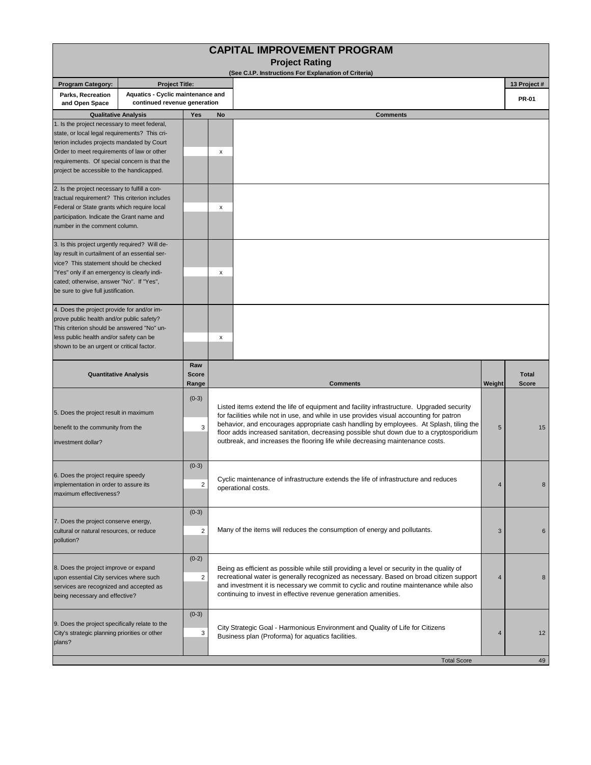# CAPITAL IMPROVEMENT PROGRAM

## Project Rating

(See C.I.P. Instructions For Explanation of Criteria)

| Program Category: | Project Title: | 13 Project # |
|---|---|---|
| Parks, Recreation and Open Space | Aquatics - Cyclic maintenance and continued revenue generation | PR-01 |

| Qualitative Analysis | Yes | No | Comments |
|---|---|---|---|
| 1. Is the project necessary to meet federal, state, or local legal requirements? This criterion includes projects mandated by Court Order to meet requirements of law or other requirements. Of special concern is that the project be accessible to the handicapped. | | x | |
| 2. Is the project necessary to fulfill a contractual requirement? This criterion includes Federal or State grants which require local participation. Indicate the Grant name and number in the comment column. | | x | |
| 3. Is this project urgently required? Will delay result in curtailment of an essential service? This statement should be checked "Yes" only if an emergency is clearly indicated; otherwise, answer "No". If "Yes", be sure to give full justification. | | x | |
| 4. Does the project provide for and/or improve public health and/or public safety? This criterion should be answered "No" unless public health and/or safety can be shown to be an urgent or critical factor. | | x | |

| Quantitative Analysis | Raw Score Range | Raw Score | Comments | Weight | Total Score |
|---|---|---|---|---|---|
| 5. Does the project result in maximum benefit to the community from the investment dollar? | (0-3) | 3 | Listed items extend the life of equipment and facility infrastructure. Upgraded security for facilities while not in use, and while in use provides visual accounting for patron behavior, and encourages appropriate cash handling by employees. At Splash, tiling the floor adds increased sanitation, decreasing possible shut down due to a cryptosporidium outbreak, and increases the flooring life while decreasing maintenance costs. | 5 | 15 |
| 6. Does the project require speedy implementation in order to assure its maximum effectiveness? | (0-3) | 2 | Cyclic maintenance of infrastructure extends the life of infrastructure and reduces operational costs. | 4 | 8 |
| 7. Does the project conserve energy, cultural or natural resources, or reduce pollution? | (0-3) | 2 | Many of the items will reduces the consumption of energy and pollutants. | 3 | 6 |
| 8. Does the project improve or expand upon essential City services where such services are recognized and accepted as being necessary and effective? | (0-2) | 2 | Being as efficient as possible while still providing a level or security in the quality of recreational water is generally recognized as necessary. Based on broad citizen support and investment it is necessary we commit to cyclic and routine maintenance while also continuing to invest in effective revenue generation amenities. | 4 | 8 |
| 9. Does the project specifically relate to the City's strategic planning priorities or other plans? | (0-3) | 3 | City Strategic Goal - Harmonious Environment and Quality of Life for Citizens<br>Business plan (Proforma) for aquatics facilities. | 4 | 12 |
| | | | Total Score | | 49 |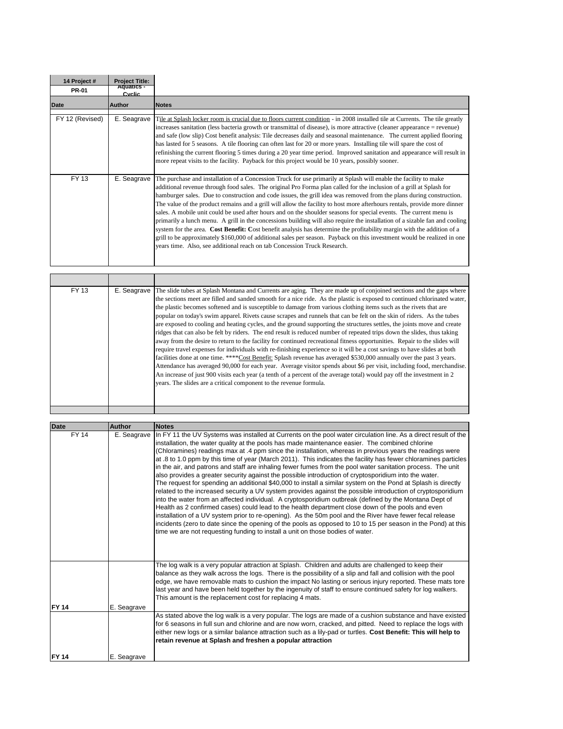| 14 Project # | Project Title: |
| --- | --- |
| PR-01 | Aquatics - Cyclic |

| Date | Author | Notes |
| --- | --- | --- |
| FY 12 (Revised) | E. Seagrave | Tile at Splash locker room is crucial due to floors current condition - in 2008 installed tile at Currents. The tile greatly increases sanitation (less bacteria growth or transmittal of disease), is more attractive (cleaner appearance = revenue) and safe (low slip) Cost benefit analysis: Tile decreases daily and seasonal maintenance. The current applied flooring has lasted for 5 seasons. A tile flooring can often last for 20 or more years. Installing tile will spare the cost of refinishing the current flooring 5 times during a 20 year time period. Improved sanitation and appearance will result in more repeat visits to the facility. Payback for this project would be 10 years, possibly sooner. |
| FY 13 | E. Seagrave | The purchase and installation of a Concession Truck for use primarily at Splash will enable the facility to make additional revenue through food sales. The original Pro Forma plan called for the inclusion of a grill at Splash for hamburger sales. Due to construction and code issues, the grill idea was removed from the plans during construction. The value of the product remains and a grill will allow the facility to host more afterhours rentals, provide more dinner sales. A mobile unit could be used after hours and on the shoulder seasons for special events. The current menu is primarily a lunch menu. A grill in the concessions building will also require the installation of a sizable fan and cooling system for the area. **Cost Benefit:** Cost benefit analysis has determine the profitability margin with the addition of a grill to be approximately $160,000 of additional sales per season. Payback on this investment would be realized in one years time. Also, see additional reach on tab Concession Truck Research. |

| | | |
| --- | --- | --- |
| FY 13 | E. Seagrave | The slide tubes at Splash Montana and Currents are aging. They are made up of conjoined sections and the gaps where the sections meet are filled and sanded smooth for a nice ride. As the plastic is exposed to continued chlorinated water, the plastic becomes softened and is susceptible to damage from various clothing items such as the rivets that are popular on today's swim apparel. Rivets cause scrapes and runnels that can be felt on the skin of riders. As the tubes are exposed to cooling and heating cycles, and the ground supporting the structures settles, the joints move and create ridges that can also be felt by riders. The end result is reduced number of repeated trips down the slides, thus taking away from the desire to return to the facility for continued recreational fitness opportunities. Repair to the slides will require travel expenses for individuals with re-finishing experience so it will be a cost savings to have slides at both facilities done at one time. ****Cost Benefit: Splash revenue has averaged $530,000 annually over the past 3 years. Attendance has averaged 90,000 for each year. Average visitor spends about $6 per visit, including food, merchandise. An increase of just 900 visits each year (a tenth of a percent of the average total) would pay off the investment in 2 years. The slides are a critical component to the revenue formula. |

| Date | Author | Notes |
| --- | --- | --- |
| FY 14 | E. Seagrave | In FY 11 the UV Systems was installed at Currents on the pool water circulation line. As a direct result of the installation, the water quality at the pools has made maintenance easier. The combined chlorine (Chloramines) readings max at .4 ppm since the installation, whereas in previous years the readings were at .8 to 1.0 ppm by this time of year (March 2011). This indicates the facility has fewer chloramines particles in the air, and patrons and staff are inhaling fewer fumes from the pool water sanitation process. The unit also provides a greater security against the possible introduction of cryptosporidium into the water. The request for spending an additional $40,000 to install a similar system on the Pond at Splash is directly related to the increased security a UV system provides against the possible introduction of cryptosporidium into the water from an affected individual. A cryptosporidium outbreak (defined by the Montana Dept of Health as 2 confirmed cases) could lead to the health department close down of the pools and even installation of a UV system prior to re-opening). As the 50m pool and the River have fewer fecal release incidents (zero to date since the opening of the pools as opposed to 10 to 15 per season in the Pond) at this time we are not requesting funding to install a unit on those bodies of water. |
| **FY 14** | E. Seagrave | The log walk is a very popular attraction at Splash. Children and adults are challenged to keep their balance as they walk across the logs. There is the possibility of a slip and fall and collision with the pool edge, we have removable mats to cushion the impact No lasting or serious injury reported. These mats tore last year and have been held together by the ingenuity of staff to ensure continued safety for log walkers. This amount is the replacement cost for replacing 4 mats. |
| **FY 14** | E. Seagrave | As stated above the log walk is a very popular. The logs are made of a cushion substance and have existed for 6 seasons in full sun and chlorine and are now worn, cracked, and pitted. Need to replace the logs with either new logs or a similar balance attraction such as a lily-pad or turtles. **Cost Benefit: This will help to retain revenue at Splash and freshen a popular attraction** |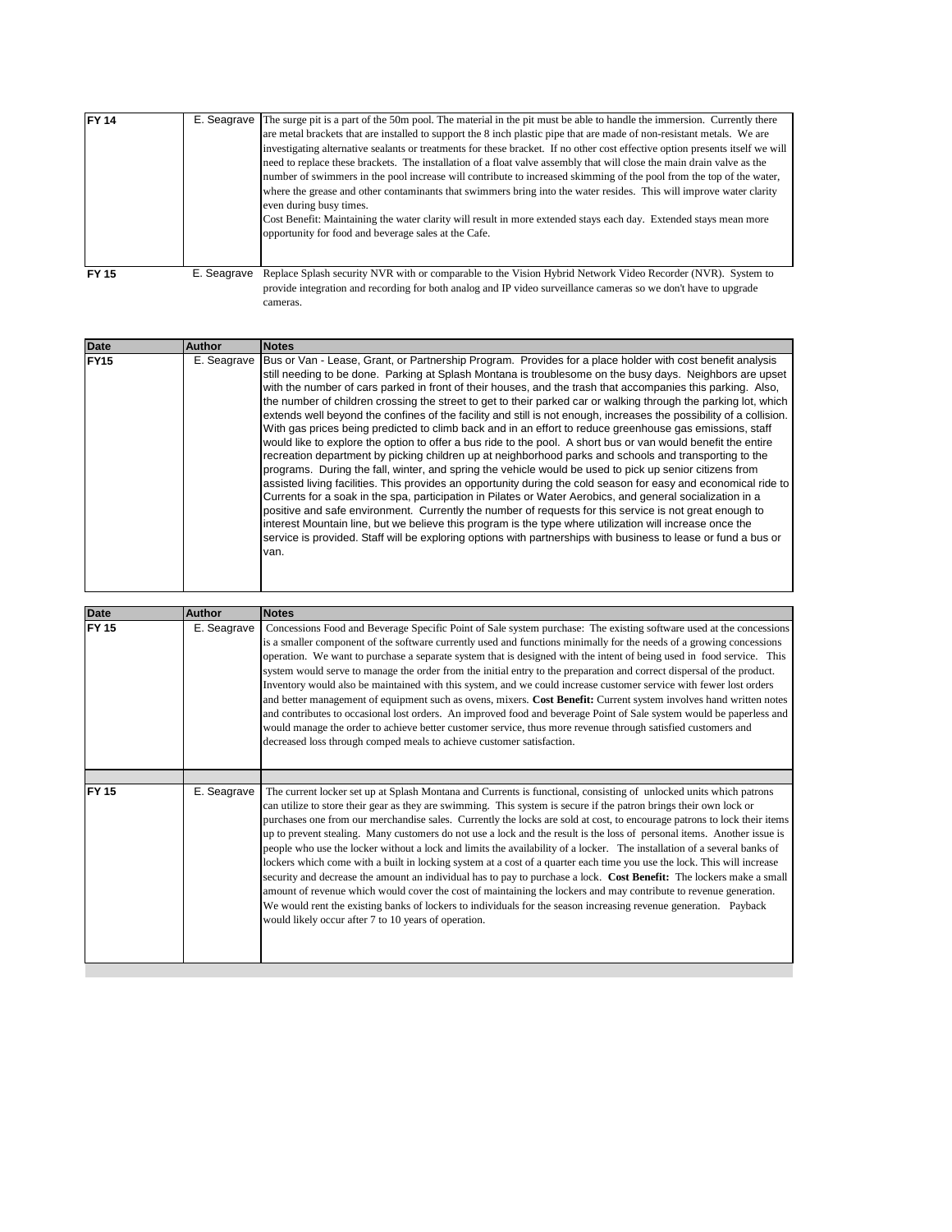| | | |
|---|---|---|
| **FY 14** | E. Seagrave | The surge pit is a part of the 50m pool. The material in the pit must be able to handle the immersion. Currently there are metal brackets that are installed to support the 8 inch plastic pipe that are made of non-resistant metals. We are investigating alternative sealants or treatments for these bracket. If no other cost effective option presents itself we will need to replace these brackets. The installation of a float valve assembly that will close the main drain valve as the number of swimmers in the pool increase will contribute to increased skimming of the pool from the top of the water, where the grease and other contaminants that swimmers bring into the water resides. This will improve water clarity even during busy times.<br>Cost Benefit: Maintaining the water clarity will result in more extended stays each day. Extended stays mean more opportunity for food and beverage sales at the Cafe. |
| **FY 15** | E. Seagrave | Replace Splash security NVR with or comparable to the Vision Hybrid Network Video Recorder (NVR). System to provide integration and recording for both analog and IP video surveillance cameras so we don't have to upgrade cameras. |

| Date | Author | Notes |
|---|---|---|
| **FY15** | E. Seagrave | Bus or Van - Lease, Grant, or Partnership Program. Provides for a place holder with cost benefit analysis still needing to be done. Parking at Splash Montana is troublesome on the busy days. Neighbors are upset with the number of cars parked in front of their houses, and the trash that accompanies this parking. Also, the number of children crossing the street to get to their parked car or walking through the parking lot, which extends well beyond the confines of the facility and still is not enough, increases the possibility of a collision. With gas prices being predicted to climb back and in an effort to reduce greenhouse gas emissions, staff would like to explore the option to offer a bus ride to the pool. A short bus or van would benefit the entire recreation department by picking children up at neighborhood parks and schools and transporting to the programs. During the fall, winter, and spring the vehicle would be used to pick up senior citizens from assisted living facilities. This provides an opportunity during the cold season for easy and economical ride to Currents for a soak in the spa, participation in Pilates or Water Aerobics, and general socialization in a positive and safe environment. Currently the number of requests for this service is not great enough to interest Mountain line, but we believe this program is the type where utilization will increase once the service is provided. Staff will be exploring options with partnerships with business to lease or fund a bus or van. |

| Date | Author | Notes |
|---|---|---|
| **FY 15** | E. Seagrave | Concessions Food and Beverage Specific Point of Sale system purchase: The existing software used at the concessions is a smaller component of the software currently used and functions minimally for the needs of a growing concessions operation. We want to purchase a separate system that is designed with the intent of being used in food service. This system would serve to manage the order from the initial entry to the preparation and correct dispersal of the product. Inventory would also be maintained with this system, and we could increase customer service with fewer lost orders and better management of equipment such as ovens, mixers. **Cost Benefit:** Current system involves hand written notes and contributes to occasional lost orders. An improved food and beverage Point of Sale system would be paperless and would manage the order to achieve better customer service, thus more revenue through satisfied customers and decreased loss through comped meals to achieve customer satisfaction. |
| | | |
| **FY 15** | E. Seagrave | The current locker set up at Splash Montana and Currents is functional, consisting of unlocked units which patrons can utilize to store their gear as they are swimming. This system is secure if the patron brings their own lock or purchases one from our merchandise sales. Currently the locks are sold at cost, to encourage patrons to lock their items up to prevent stealing. Many customers do not use a lock and the result is the loss of personal items. Another issue is people who use the locker without a lock and limits the availability of a locker. The installation of a several banks of lockers which come with a built in locking system at a cost of a quarter each time you use the lock. This will increase security and decrease the amount an individual has to pay to purchase a lock. **Cost Benefit:** The lockers make a small amount of revenue which would cover the cost of maintaining the lockers and may contribute to revenue generation. We would rent the existing banks of lockers to individuals for the season increasing revenue generation. Payback would likely occur after 7 to 10 years of operation. |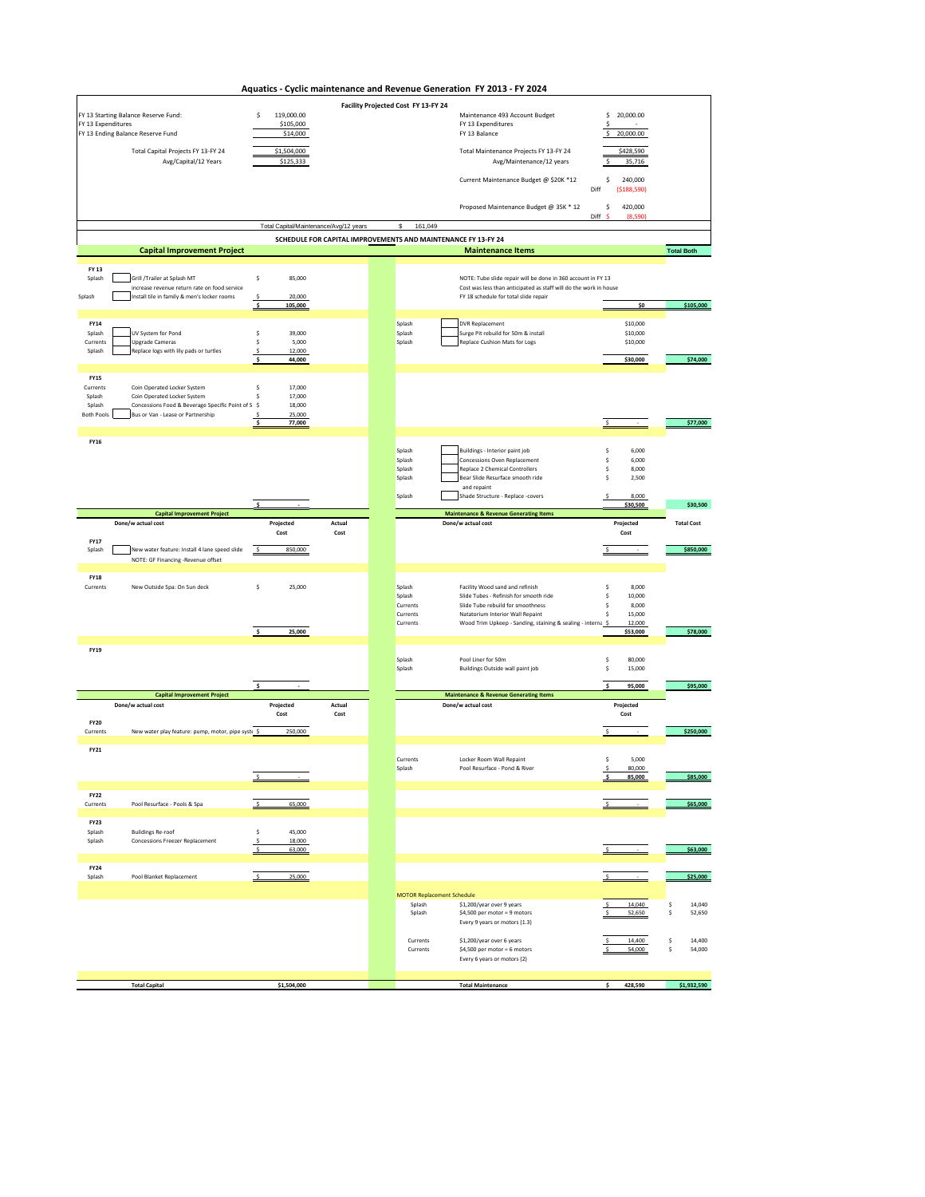# Aquatics - Cyclic maintenance and Revenue Generation FY 2013 - FY 2024

**Facility Projected Cost FY 13-FY 24**

| | | | |
|---|---|---|---|
| FY 13 Starting Balance Reserve Fund: | $ 119,000.00 | Maintenance 493 Account Budget | $ 20,000.00 |
| FY 13 Expenditures | $105,000 | FY 13 Expenditures | $ - |
| FY 13 Ending Balance Reserve Fund | $14,000 | FY 13 Balance | $ 20,000.00 |
| Total Capital Projects FY 13-FY 24 | $1,504,000 | Total Maintenance Projects FY 13-FY 24 | $428,590 |
| Avg/Capital/12 Years | $125,333 | Avg/Maintenance/12 years | $ 35,716 |
| | | Current Maintenance Budget @ $20K *12 | $ 240,000 |
| | | Diff | ($188,590) |
| | | Proposed Maintenance Budget @ 35K * 12 | $ 420,000 |
| | | Diff | $ (8,590) |
| Total Capital/Maintenance/Avg/12 years | $ 161,049 | | |

## SCHEDULE FOR CAPITAL IMPROVEMENTS AND MAINTENANCE FY 13-FY 24

| Year / Facility | Capital Improvement Project | Projected Cost | Actual Cost | Facility | Maintenance Items | Projected Cost | Total Both |
|---|---|---|---|---|---|---|---|
| **FY 13** | | | | | | | |
| Splash | Grill /Trailer at Splash MT | $ 85,000 | | | NOTE: Tube slide repair will be done in 360 account in FY 13 | | |
| | increase revenue return rate on food service | | | | Cost was less than anticipated as staff will do the work in house | | |
| Splash | Install tile in family & men's locker rooms | $ 20,000 | | | FY 18 schedule for total slide repair | | |
| | | $ 105,000 | | | | $0 | $105,000 |
| **FY14** | | | | | | | |
| Splash | UV System for Pond | $ 39,000 | | Splash | DVR Replacement | $10,000 | |
| Currents | Upgrade Cameras | $ 5,000 | | Splash | Surge Pit rebuild for 50m & install | $10,000 | |
| Splash | Replace logs with lily pads or turtles | $ 12,000 | | Splash | Replace Cushion Mats for Logs | $10,000 | |
| | | $ 44,000 | | | | $30,000 | $74,000 |
| **FY15** | | | | | | | |
| Currents | Coin Operated Locker System | $ 17,000 | | | | | |
| Splash | Coin Operated Locker System | $ 17,000 | | | | | |
| Splash | Concessions Food & Beverage Specific Point of S | $ 18,000 | | | | | |
| Both Pools | Bus or Van - Lease or Partnership | $ 25,000 | | | | | |
| | | $ 77,000 | | | | $ - | $77,000 |
| **FY16** | | | | | | | |
| | | | | Splash | Buildings - Interior paint job | $ 6,000 | |
| | | | | Splash | Concessions Oven Replacement | $ 6,000 | |
| | | | | Splash | Replace 2 Chemical Controllers | $ 8,000 | |
| | | | | Splash | Bear Slide Resurface smooth ride and repaint | $ 2,500 | |
| | | | | Splash | Shade Structure - Replace -covers | $ 8,000 | |
| | | $ - | | | | $30,500 | $30,500 |

| Year / Facility | Capital Improvement Project — Done/w actual cost | Projected Cost | Actual Cost | Facility | Maintenance & Revenue Generating Items — Done/w actual cost | Projected Cost | Total Cost |
|---|---|---|---|---|---|---|---|
| **FY17** | | | | | | | |
| Splash | New water feature: Install 4 lane speed slide | $ 850,000 | | | | $ - | $850,000 |
| | NOTE: GF Financing -Revenue offset | | | | | | |
| **FY18** | | | | | | | |
| Currents | New Outside Spa: On Sun deck | $ 25,000 | | Splash | Facility Wood sand and refinish | $ 8,000 | |
| | | | | Splash | Slide Tubes - Refinish for smooth ride | $ 10,000 | |
| | | | | Currents | Slide Tube rebuild for smoothness | $ 8,000 | |
| | | | | Currents | Natatorium Interior Wall Repaint | $ 15,000 | |
| | | | | Currents | Wood Trim Upkeep - Sanding, staining & sealing - interna | $ 12,000 | |
| | | $ 25,000 | | | | $53,000 | $78,000 |
| **FY19** | | | | | | | |
| | | | | Splash | Pool Liner for 50m | $ 80,000 | |
| | | | | Splash | Buildings Outside wall paint job | $ 15,000 | |
| | | $ - | | | | $ 95,000 | $95,000 |

| Year / Facility | Capital Improvement Project — Done/w actual cost | Projected Cost | Actual Cost | Facility | Maintenance & Revenue Generating Items — Done/w actual cost | Projected Cost | Total |
|---|---|---|---|---|---|---|---|
| **FY20** | | | | | | | |
| Currents | New water play feature: pump, motor, pipe syst | $ 250,000 | | | | $ - | $250,000 |
| **FY21** | | | | | | | |
| | | | | Currents | Locker Room Wall Repaint | $ 5,000 | |
| | | | | Splash | Pool Resurface - Pond & River | $ 80,000 | |
| | | $ - | | | | $ 85,000 | $85,000 |
| **FY22** | | | | | | | |
| Currents | Pool Resurface - Pools & Spa | $ 65,000 | | | | $ - | $65,000 |
| **FY23** | | | | | | | |
| Splash | Buildings Re-roof | $ 45,000 | | | | | |
| Splash | Concessions Freezer Replacement | $ 18,000 | | | | | |
| | | $ 63,000 | | | | $ - | $63,000 |
| **FY24** | | | | | | | |
| Splash | Pool Blanket Replacement | $ 25,000 | | | | $ - | $25,000 |
| | | | | | MOTOR Replacement Schedule | | |
| | | | | Splash | $1,200/year over 9 years | $ 14,040 | $ 14,040 |
| | | | | Splash | $4,500 per motor = 9 motors | $ 52,650 | $ 52,650 |
| | | | | | Every 9 years or motors (1.3) | | |
| | | | | Currents | $1,200/year over 6 years | $ 14,400 | $ 14,400 |
| | | | | Currents | $4,500 per motor = 6 motors | $ 54,000 | $ 54,000 |
| | | | | | Every 6 years or motors (2) | | |
| | **Total Capital** | **$1,504,000** | | | **Total Maintenance** | **$ 428,590** | **$1,932,590** |